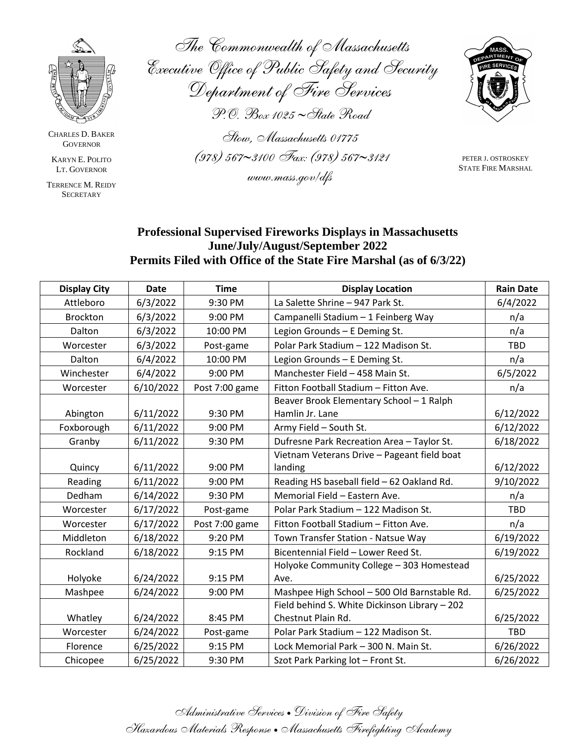The Commonwealth of Massachusetts
Executive Office of Public Safety and Security
Department of Fire Services
P.O. Box 1025 ~ State Road
Stow, Massachusetts 01775
(978) 567~3100 Fax: (978) 567~3121
www.mass.gov/dfs

CHARLES D. BAKER
GOVERNOR

KARYN E. POLITO
LT. GOVERNOR

TERRENCE M. REIDY
SECRETARY

PETER J. OSTROSKEY
STATE FIRE MARSHAL

## Professional Supervised Fireworks Displays in Massachusetts
## June/July/August/September 2022
## Permits Filed with Office of the State Fire Marshal (as of 6/3/22)

| Display City | Date | Time | Display Location | Rain Date |
|---|---|---|---|---|
| Attleboro | 6/3/2022 | 9:30 PM | La Salette Shrine – 947 Park St. | 6/4/2022 |
| Brockton | 6/3/2022 | 9:00 PM | Campanelli Stadium – 1 Feinberg Way | n/a |
| Dalton | 6/3/2022 | 10:00 PM | Legion Grounds – E Deming St. | n/a |
| Worcester | 6/3/2022 | Post-game | Polar Park Stadium – 122 Madison St. | TBD |
| Dalton | 6/4/2022 | 10:00 PM | Legion Grounds – E Deming St. | n/a |
| Winchester | 6/4/2022 | 9:00 PM | Manchester Field – 458 Main St. | 6/5/2022 |
| Worcester | 6/10/2022 | Post 7:00 game | Fitton Football Stadium – Fitton Ave. | n/a |
| Abington | 6/11/2022 | 9:30 PM | Beaver Brook Elementary School – 1 Ralph Hamlin Jr. Lane | 6/12/2022 |
| Foxborough | 6/11/2022 | 9:00 PM | Army Field – South St. | 6/12/2022 |
| Granby | 6/11/2022 | 9:30 PM | Dufresne Park Recreation Area – Taylor St. | 6/18/2022 |
| Quincy | 6/11/2022 | 9:00 PM | Vietnam Veterans Drive – Pageant field boat landing | 6/12/2022 |
| Reading | 6/11/2022 | 9:00 PM | Reading HS baseball field – 62 Oakland Rd. | 9/10/2022 |
| Dedham | 6/14/2022 | 9:30 PM | Memorial Field – Eastern Ave. | n/a |
| Worcester | 6/17/2022 | Post-game | Polar Park Stadium – 122 Madison St. | TBD |
| Worcester | 6/17/2022 | Post 7:00 game | Fitton Football Stadium – Fitton Ave. | n/a |
| Middleton | 6/18/2022 | 9:20 PM | Town Transfer Station - Natsue Way | 6/19/2022 |
| Rockland | 6/18/2022 | 9:15 PM | Bicentennial Field – Lower Reed St. | 6/19/2022 |
| Holyoke | 6/24/2022 | 9:15 PM | Holyoke Community College – 303 Homestead Ave. | 6/25/2022 |
| Mashpee | 6/24/2022 | 9:00 PM | Mashpee High School – 500 Old Barnstable Rd. | 6/25/2022 |
| Whatley | 6/24/2022 | 8:45 PM | Field behind S. White Dickinson Library – 202 Chestnut Plain Rd. | 6/25/2022 |
| Worcester | 6/24/2022 | Post-game | Polar Park Stadium – 122 Madison St. | TBD |
| Florence | 6/25/2022 | 9:15 PM | Lock Memorial Park – 300 N. Main St. | 6/26/2022 |
| Chicopee | 6/25/2022 | 9:30 PM | Szot Park Parking lot – Front St. | 6/26/2022 |

Administrative Services • Division of Fire Safety
Hazardous Materials Response • Massachusetts Firefighting Academy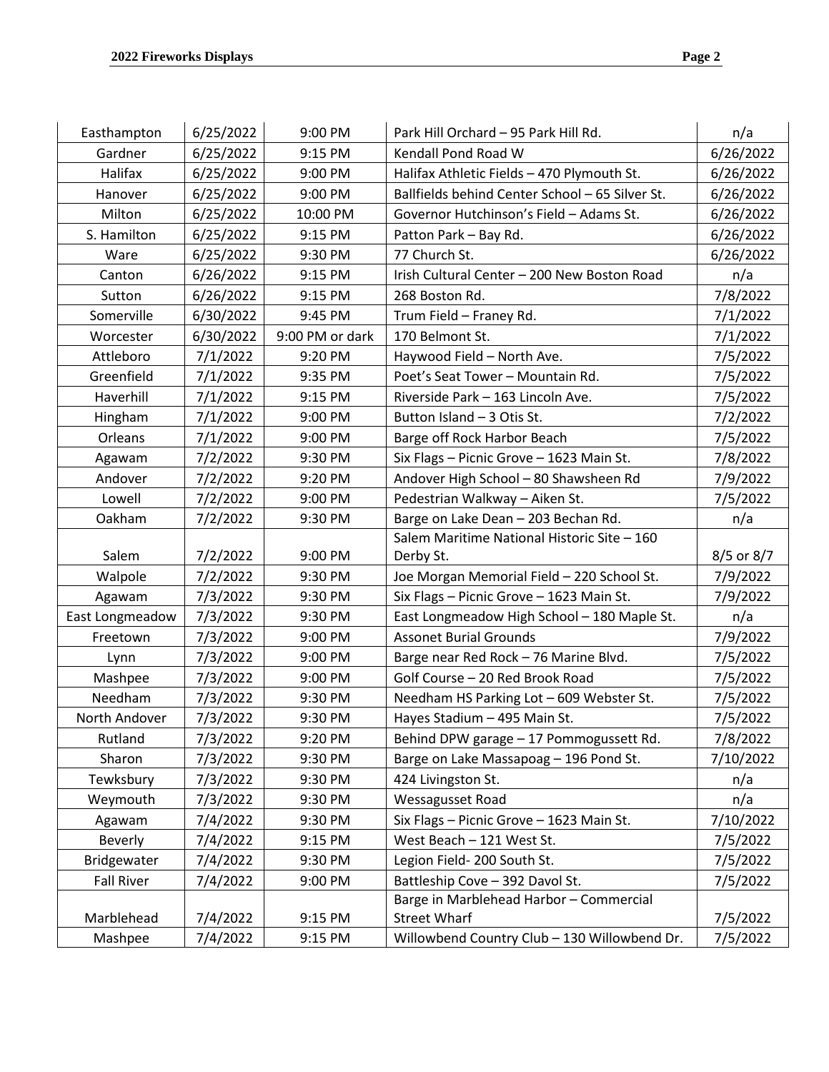| Easthampton | 6/25/2022 | 9:00 PM | Park Hill Orchard – 95 Park Hill Rd. | n/a |
|---|---|---|---|---|
| Gardner | 6/25/2022 | 9:15 PM | Kendall Pond Road W | 6/26/2022 |
| Halifax | 6/25/2022 | 9:00 PM | Halifax Athletic Fields – 470 Plymouth St. | 6/26/2022 |
| Hanover | 6/25/2022 | 9:00 PM | Ballfields behind Center School – 65 Silver St. | 6/26/2022 |
| Milton | 6/25/2022 | 10:00 PM | Governor Hutchinson's Field – Adams St. | 6/26/2022 |
| S. Hamilton | 6/25/2022 | 9:15 PM | Patton Park – Bay Rd. | 6/26/2022 |
| Ware | 6/25/2022 | 9:30 PM | 77 Church St. | 6/26/2022 |
| Canton | 6/26/2022 | 9:15 PM | Irish Cultural Center – 200 New Boston Road | n/a |
| Sutton | 6/26/2022 | 9:15 PM | 268 Boston Rd. | 7/8/2022 |
| Somerville | 6/30/2022 | 9:45 PM | Trum Field – Franey Rd. | 7/1/2022 |
| Worcester | 6/30/2022 | 9:00 PM or dark | 170 Belmont St. | 7/1/2022 |
| Attleboro | 7/1/2022 | 9:20 PM | Haywood Field – North Ave. | 7/5/2022 |
| Greenfield | 7/1/2022 | 9:35 PM | Poet's Seat Tower – Mountain Rd. | 7/5/2022 |
| Haverhill | 7/1/2022 | 9:15 PM | Riverside Park – 163 Lincoln Ave. | 7/5/2022 |
| Hingham | 7/1/2022 | 9:00 PM | Button Island – 3 Otis St. | 7/2/2022 |
| Orleans | 7/1/2022 | 9:00 PM | Barge off Rock Harbor Beach | 7/5/2022 |
| Agawam | 7/2/2022 | 9:30 PM | Six Flags – Picnic Grove – 1623 Main St. | 7/8/2022 |
| Andover | 7/2/2022 | 9:20 PM | Andover High School – 80 Shawsheen Rd | 7/9/2022 |
| Lowell | 7/2/2022 | 9:00 PM | Pedestrian Walkway – Aiken St. | 7/5/2022 |
| Oakham | 7/2/2022 | 9:30 PM | Barge on Lake Dean – 203 Bechan Rd. | n/a |
| Salem | 7/2/2022 | 9:00 PM | Salem Maritime National Historic Site – 160 Derby St. | 8/5 or 8/7 |
| Walpole | 7/2/2022 | 9:30 PM | Joe Morgan Memorial Field – 220 School St. | 7/9/2022 |
| Agawam | 7/3/2022 | 9:30 PM | Six Flags – Picnic Grove – 1623 Main St. | 7/9/2022 |
| East Longmeadow | 7/3/2022 | 9:30 PM | East Longmeadow High School – 180 Maple St. | n/a |
| Freetown | 7/3/2022 | 9:00 PM | Assonet Burial Grounds | 7/9/2022 |
| Lynn | 7/3/2022 | 9:00 PM | Barge near Red Rock – 76 Marine Blvd. | 7/5/2022 |
| Mashpee | 7/3/2022 | 9:00 PM | Golf Course – 20 Red Brook Road | 7/5/2022 |
| Needham | 7/3/2022 | 9:30 PM | Needham HS Parking Lot – 609 Webster St. | 7/5/2022 |
| North Andover | 7/3/2022 | 9:30 PM | Hayes Stadium – 495 Main St. | 7/5/2022 |
| Rutland | 7/3/2022 | 9:20 PM | Behind DPW garage – 17 Pommogussett Rd. | 7/8/2022 |
| Sharon | 7/3/2022 | 9:30 PM | Barge on Lake Massapoag – 196 Pond St. | 7/10/2022 |
| Tewksbury | 7/3/2022 | 9:30 PM | 424 Livingston St. | n/a |
| Weymouth | 7/3/2022 | 9:30 PM | Wessagusset Road | n/a |
| Agawam | 7/4/2022 | 9:30 PM | Six Flags – Picnic Grove – 1623 Main St. | 7/10/2022 |
| Beverly | 7/4/2022 | 9:15 PM | West Beach – 121 West St. | 7/5/2022 |
| Bridgewater | 7/4/2022 | 9:30 PM | Legion Field- 200 South St. | 7/5/2022 |
| Fall River | 7/4/2022 | 9:00 PM | Battleship Cove – 392 Davol St. | 7/5/2022 |
| Marblehead | 7/4/2022 | 9:15 PM | Barge in Marblehead Harbor – Commercial Street Wharf | 7/5/2022 |
| Mashpee | 7/4/2022 | 9:15 PM | Willowbend Country Club – 130 Willowbend Dr. | 7/5/2022 |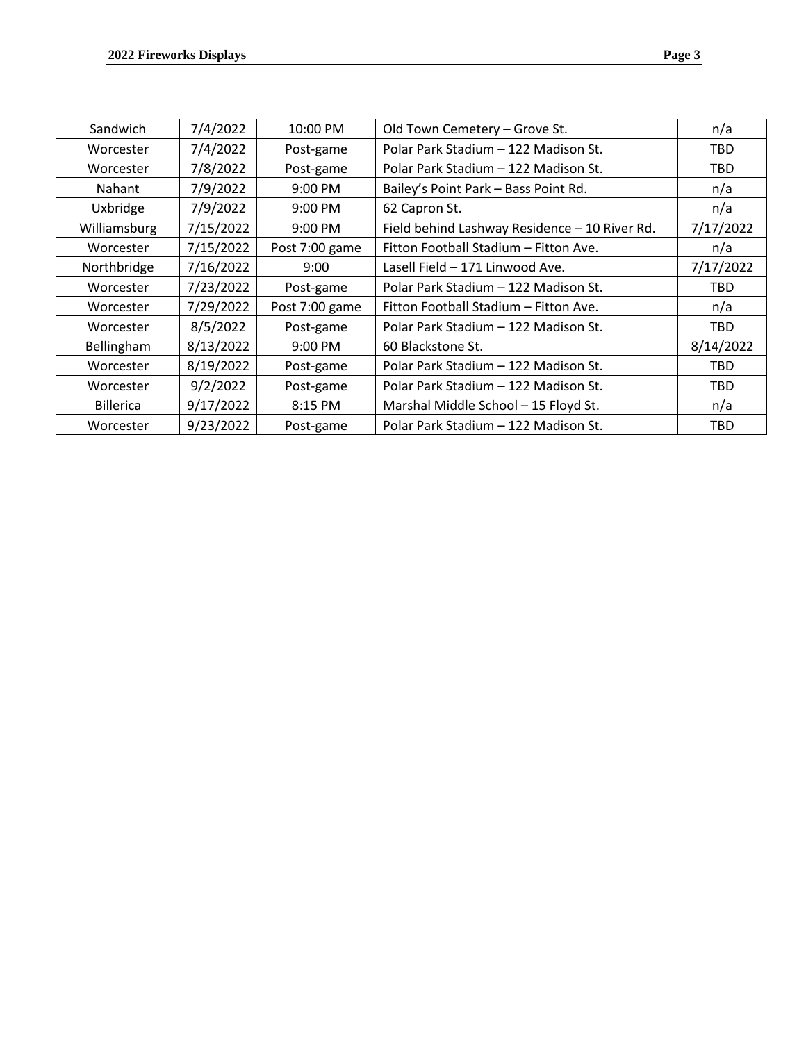| | | | | |
|---|---|---|---|---|
| Sandwich | 7/4/2022 | 10:00 PM | Old Town Cemetery – Grove St. | n/a |
| Worcester | 7/4/2022 | Post-game | Polar Park Stadium – 122 Madison St. | TBD |
| Worcester | 7/8/2022 | Post-game | Polar Park Stadium – 122 Madison St. | TBD |
| Nahant | 7/9/2022 | 9:00 PM | Bailey's Point Park – Bass Point Rd. | n/a |
| Uxbridge | 7/9/2022 | 9:00 PM | 62 Capron St. | n/a |
| Williamsburg | 7/15/2022 | 9:00 PM | Field behind Lashway Residence – 10 River Rd. | 7/17/2022 |
| Worcester | 7/15/2022 | Post 7:00 game | Fitton Football Stadium – Fitton Ave. | n/a |
| Northbridge | 7/16/2022 | 9:00 | Lasell Field – 171 Linwood Ave. | 7/17/2022 |
| Worcester | 7/23/2022 | Post-game | Polar Park Stadium – 122 Madison St. | TBD |
| Worcester | 7/29/2022 | Post 7:00 game | Fitton Football Stadium – Fitton Ave. | n/a |
| Worcester | 8/5/2022 | Post-game | Polar Park Stadium – 122 Madison St. | TBD |
| Bellingham | 8/13/2022 | 9:00 PM | 60 Blackstone St. | 8/14/2022 |
| Worcester | 8/19/2022 | Post-game | Polar Park Stadium – 122 Madison St. | TBD |
| Worcester | 9/2/2022 | Post-game | Polar Park Stadium – 122 Madison St. | TBD |
| Billerica | 9/17/2022 | 8:15 PM | Marshal Middle School – 15 Floyd St. | n/a |
| Worcester | 9/23/2022 | Post-game | Polar Park Stadium – 122 Madison St. | TBD |